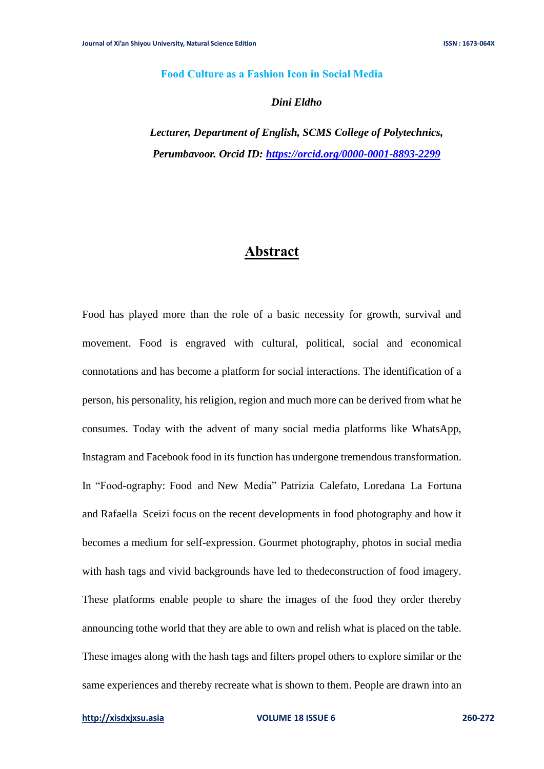# Food Culture as a Fashion Icon in Social Media

***Dini Eldho***

***Lecturer, Department of English, SCMS College of Polytechnics, Perumbavoor. Orcid ID: [https://orcid.org/0000-0001-8893-2299](https://orcid.org/0000-0001-8893-2299)***

## Abstract

Food has played more than the role of a basic necessity for growth, survival and movement. Food is engraved with cultural, political, social and economical connotations and has become a platform for social interactions. The identification of a person, his personality, his religion, region and much more can be derived from what he consumes. Today with the advent of many social media platforms like WhatsApp, Instagram and Facebook food in its function has undergone tremendous transformation. In "Food-ography: Food and New Media" Patrizia Calefato, Loredana La Fortuna and Rafaella Sceizi focus on the recent developments in food photography and how it becomes a medium for self-expression. Gourmet photography, photos in social media with hash tags and vivid backgrounds have led to thedeconstruction of food imagery. These platforms enable people to share the images of the food they order thereby announcing tothe world that they are able to own and relish what is placed on the table. These images along with the hash tags and filters propel others to explore similar or the same experiences and thereby recreate what is shown to them. People are drawn into an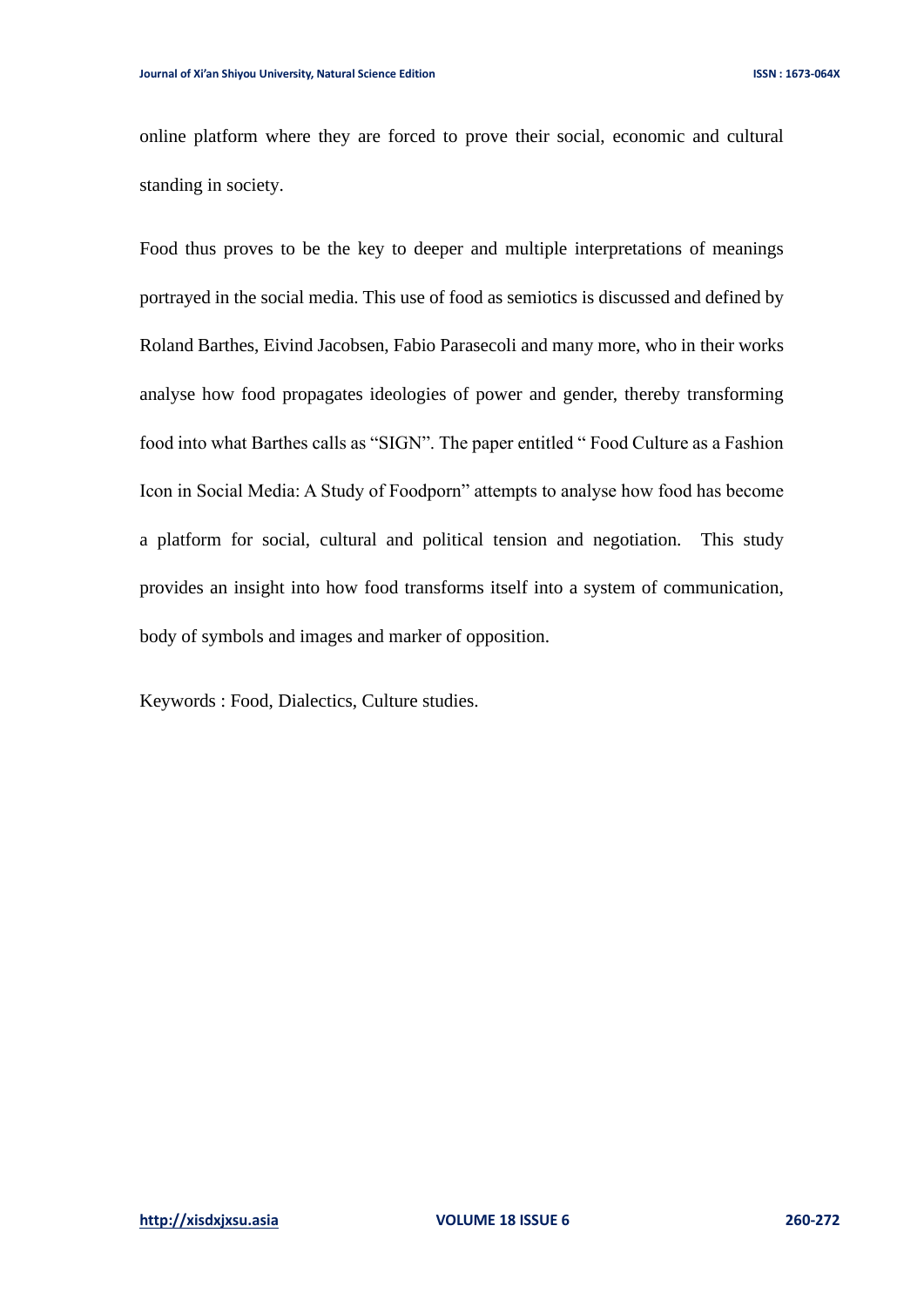online platform where they are forced to prove their social, economic and cultural standing in society.

Food thus proves to be the key to deeper and multiple interpretations of meanings portrayed in the social media. This use of food as semiotics is discussed and defined by Roland Barthes, Eivind Jacobsen, Fabio Parasecoli and many more, who in their works analyse how food propagates ideologies of power and gender, thereby transforming food into what Barthes calls as "SIGN". The paper entitled " Food Culture as a Fashion Icon in Social Media: A Study of Foodporn" attempts to analyse how food has become a platform for social, cultural and political tension and negotiation. This study provides an insight into how food transforms itself into a system of communication, body of symbols and images and marker of opposition.

Keywords : Food, Dialectics, Culture studies.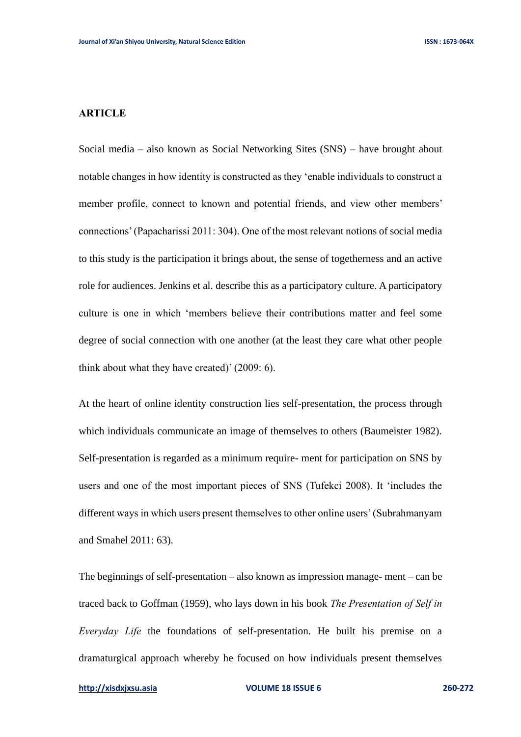## ARTICLE

Social media – also known as Social Networking Sites (SNS) – have brought about notable changes in how identity is constructed as they 'enable individuals to construct a member profile, connect to known and potential friends, and view other members' connections' (Papacharissi 2011: 304). One of the most relevant notions of social media to this study is the participation it brings about, the sense of togetherness and an active role for audiences. Jenkins et al. describe this as a participatory culture. A participatory culture is one in which 'members believe their contributions matter and feel some degree of social connection with one another (at the least they care what other people think about what they have created)' (2009: 6).

At the heart of online identity construction lies self-presentation, the process through which individuals communicate an image of themselves to others (Baumeister 1982). Self-presentation is regarded as a minimum require- ment for participation on SNS by users and one of the most important pieces of SNS (Tufekci 2008). It 'includes the different ways in which users present themselves to other online users' (Subrahmanyam and Smahel 2011: 63).

The beginnings of self-presentation – also known as impression manage- ment – can be traced back to Goffman (1959), who lays down in his book *The Presentation of Self in Everyday Life* the foundations of self-presentation. He built his premise on a dramaturgical approach whereby he focused on how individuals present themselves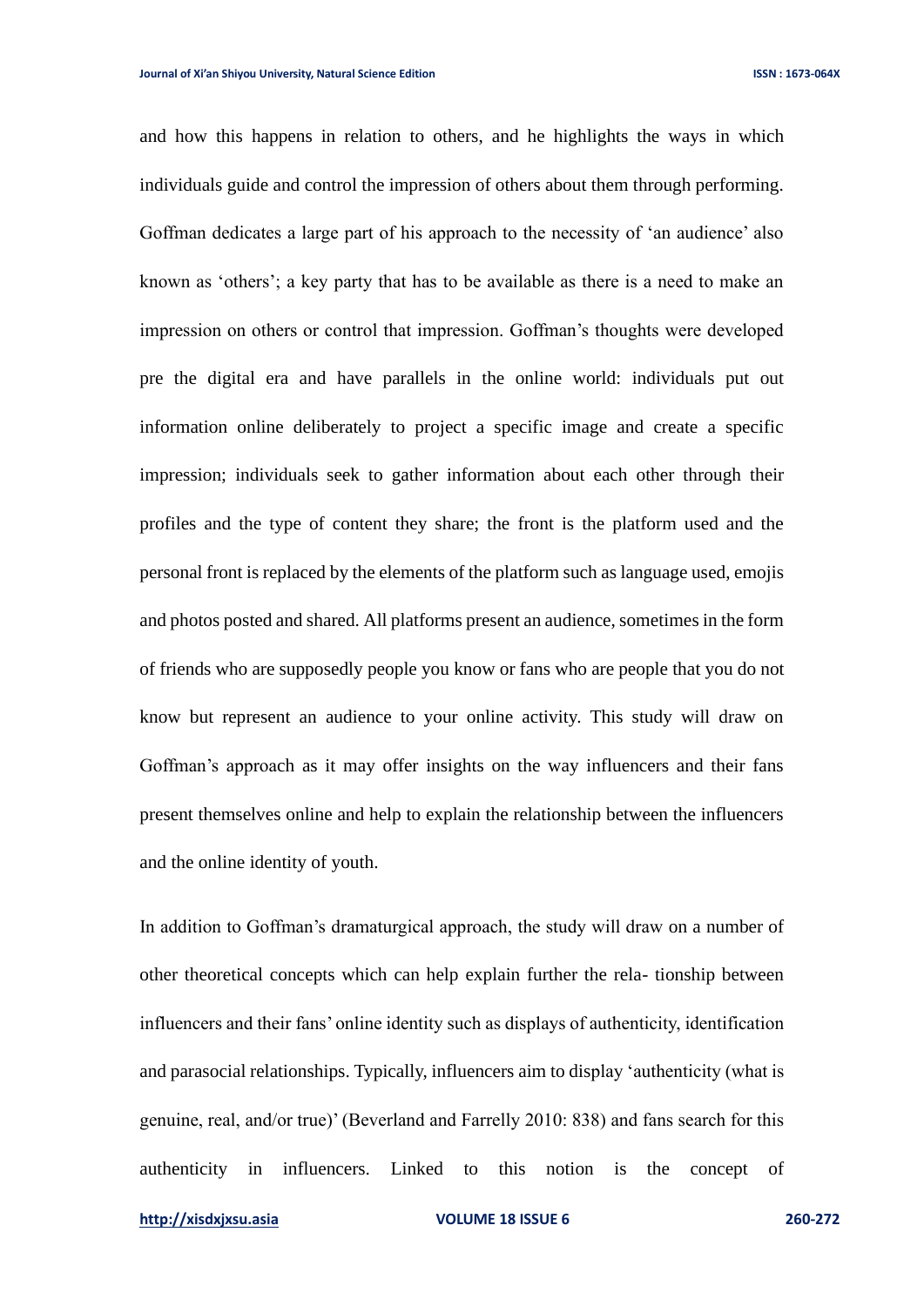and how this happens in relation to others, and he highlights the ways in which individuals guide and control the impression of others about them through performing. Goffman dedicates a large part of his approach to the necessity of 'an audience' also known as 'others'; a key party that has to be available as there is a need to make an impression on others or control that impression. Goffman's thoughts were developed pre the digital era and have parallels in the online world: individuals put out information online deliberately to project a specific image and create a specific impression; individuals seek to gather information about each other through their profiles and the type of content they share; the front is the platform used and the personal front is replaced by the elements of the platform such as language used, emojis and photos posted and shared. All platforms present an audience, sometimes in the form of friends who are supposedly people you know or fans who are people that you do not know but represent an audience to your online activity. This study will draw on Goffman's approach as it may offer insights on the way influencers and their fans present themselves online and help to explain the relationship between the influencers and the online identity of youth.

In addition to Goffman's dramaturgical approach, the study will draw on a number of other theoretical concepts which can help explain further the rela- tionship between influencers and their fans' online identity such as displays of authenticity, identification and parasocial relationships. Typically, influencers aim to display 'authenticity (what is genuine, real, and/or true)' (Beverland and Farrelly 2010: 838) and fans search for this authenticity in influencers. Linked to this notion is the concept of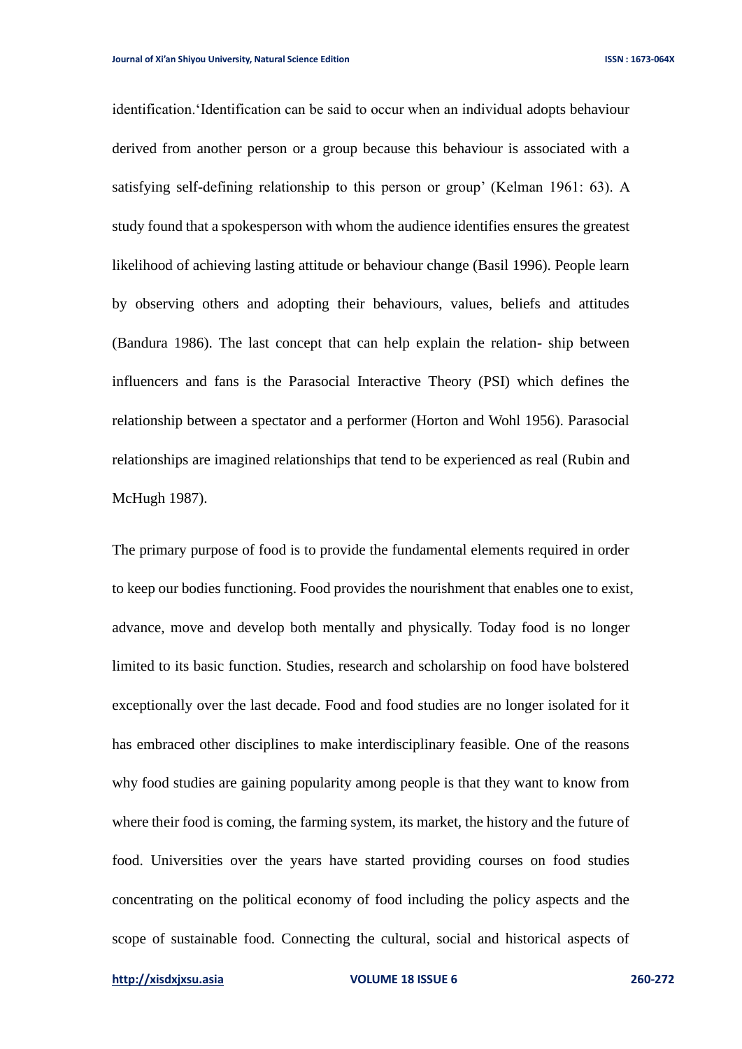identification.‘Identification can be said to occur when an individual adopts behaviour derived from another person or a group because this behaviour is associated with a satisfying self-defining relationship to this person or group’ (Kelman 1961: 63). A study found that a spokesperson with whom the audience identifies ensures the greatest likelihood of achieving lasting attitude or behaviour change (Basil 1996). People learn by observing others and adopting their behaviours, values, beliefs and attitudes (Bandura 1986). The last concept that can help explain the relation- ship between influencers and fans is the Parasocial Interactive Theory (PSI) which defines the relationship between a spectator and a performer (Horton and Wohl 1956). Parasocial relationships are imagined relationships that tend to be experienced as real (Rubin and McHugh 1987).

The primary purpose of food is to provide the fundamental elements required in order to keep our bodies functioning. Food provides the nourishment that enables one to exist, advance, move and develop both mentally and physically. Today food is no longer limited to its basic function. Studies, research and scholarship on food have bolstered exceptionally over the last decade. Food and food studies are no longer isolated for it has embraced other disciplines to make interdisciplinary feasible. One of the reasons why food studies are gaining popularity among people is that they want to know from where their food is coming, the farming system, its market, the history and the future of food. Universities over the years have started providing courses on food studies concentrating on the political economy of food including the policy aspects and the scope of sustainable food. Connecting the cultural, social and historical aspects of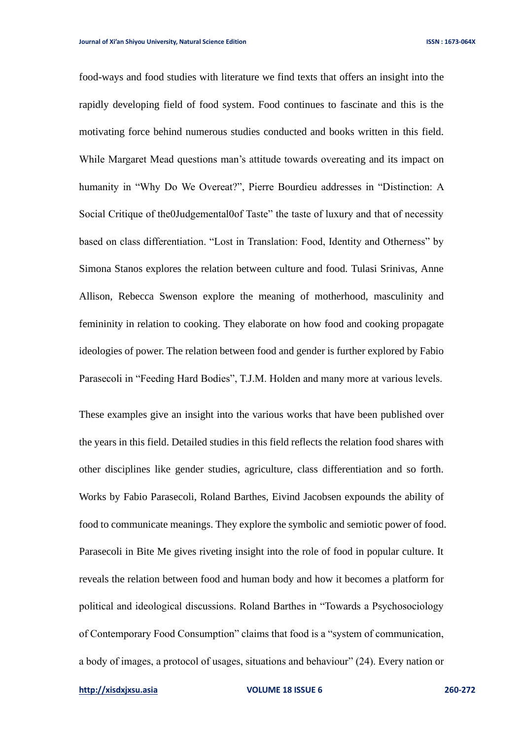food-ways and food studies with literature we find texts that offers an insight into the rapidly developing field of food system. Food continues to fascinate and this is the motivating force behind numerous studies conducted and books written in this field. While Margaret Mead questions man's attitude towards overeating and its impact on humanity in "Why Do We Overeat?", Pierre Bourdieu addresses in "Distinction: A Social Critique of the0Judgemental0of Taste" the taste of luxury and that of necessity based on class differentiation. "Lost in Translation: Food, Identity and Otherness" by Simona Stanos explores the relation between culture and food. Tulasi Srinivas, Anne Allison, Rebecca Swenson explore the meaning of motherhood, masculinity and femininity in relation to cooking. They elaborate on how food and cooking propagate ideologies of power. The relation between food and gender is further explored by Fabio Parasecoli in "Feeding Hard Bodies", T.J.M. Holden and many more at various levels.

These examples give an insight into the various works that have been published over the years in this field. Detailed studies in this field reflects the relation food shares with other disciplines like gender studies, agriculture, class differentiation and so forth. Works by Fabio Parasecoli, Roland Barthes, Eivind Jacobsen expounds the ability of food to communicate meanings. They explore the symbolic and semiotic power of food. Parasecoli in Bite Me gives riveting insight into the role of food in popular culture. It reveals the relation between food and human body and how it becomes a platform for political and ideological discussions. Roland Barthes in "Towards a Psychosociology of Contemporary Food Consumption" claims that food is a "system of communication, a body of images, a protocol of usages, situations and behaviour" (24). Every nation or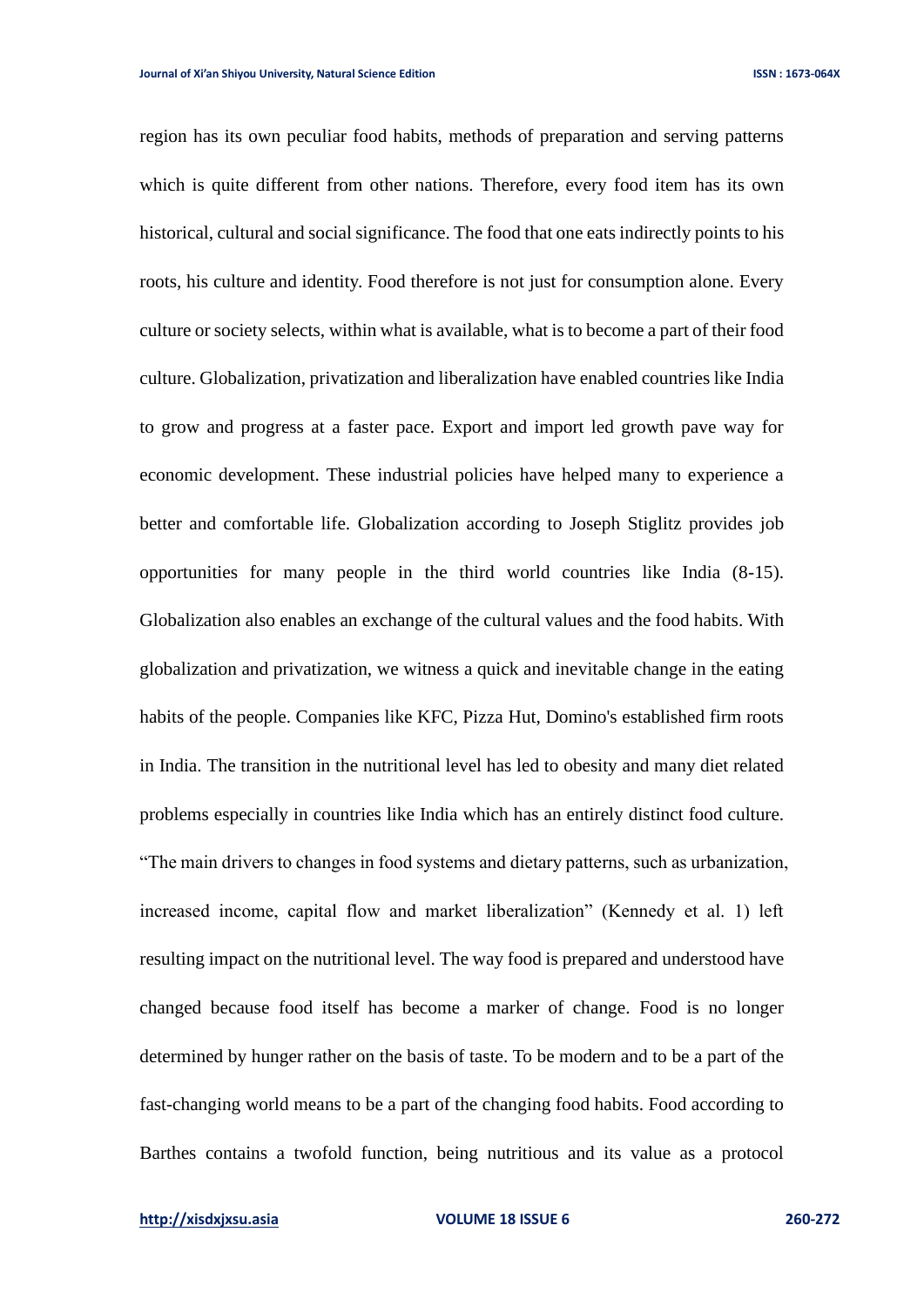region has its own peculiar food habits, methods of preparation and serving patterns which is quite different from other nations. Therefore, every food item has its own historical, cultural and social significance. The food that one eats indirectly points to his roots, his culture and identity. Food therefore is not just for consumption alone. Every culture or society selects, within what is available, what is to become a part of their food culture. Globalization, privatization and liberalization have enabled countries like India to grow and progress at a faster pace. Export and import led growth pave way for economic development. These industrial policies have helped many to experience a better and comfortable life. Globalization according to Joseph Stiglitz provides job opportunities for many people in the third world countries like India (8-15). Globalization also enables an exchange of the cultural values and the food habits. With globalization and privatization, we witness a quick and inevitable change in the eating habits of the people. Companies like KFC, Pizza Hut, Domino's established firm roots in India. The transition in the nutritional level has led to obesity and many diet related problems especially in countries like India which has an entirely distinct food culture. "The main drivers to changes in food systems and dietary patterns, such as urbanization, increased income, capital flow and market liberalization" (Kennedy et al. 1) left resulting impact on the nutritional level. The way food is prepared and understood have changed because food itself has become a marker of change. Food is no longer determined by hunger rather on the basis of taste. To be modern and to be a part of the fast-changing world means to be a part of the changing food habits. Food according to Barthes contains a twofold function, being nutritious and its value as a protocol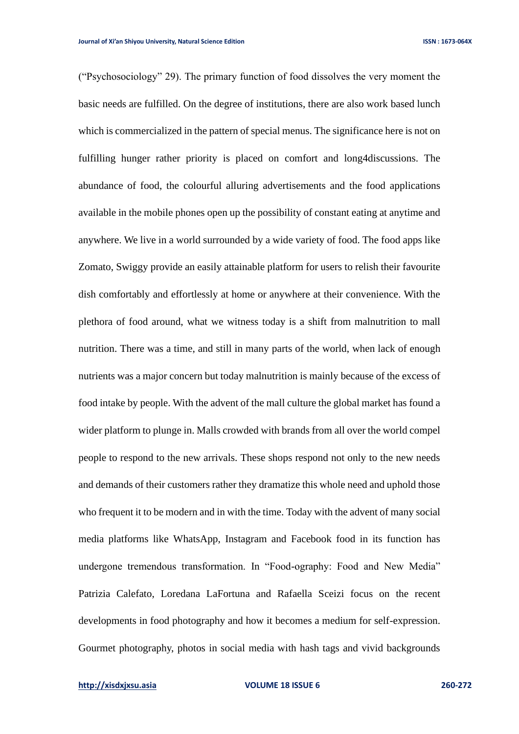("Psychosociology" 29). The primary function of food dissolves the very moment the basic needs are fulfilled. On the degree of institutions, there are also work based lunch which is commercialized in the pattern of special menus. The significance here is not on fulfilling hunger rather priority is placed on comfort and long4discussions. The abundance of food, the colourful alluring advertisements and the food applications available in the mobile phones open up the possibility of constant eating at anytime and anywhere. We live in a world surrounded by a wide variety of food. The food apps like Zomato, Swiggy provide an easily attainable platform for users to relish their favourite dish comfortably and effortlessly at home or anywhere at their convenience. With the plethora of food around, what we witness today is a shift from malnutrition to mall nutrition. There was a time, and still in many parts of the world, when lack of enough nutrients was a major concern but today malnutrition is mainly because of the excess of food intake by people. With the advent of the mall culture the global market has found a wider platform to plunge in. Malls crowded with brands from all over the world compel people to respond to the new arrivals. These shops respond not only to the new needs and demands of their customers rather they dramatize this whole need and uphold those who frequent it to be modern and in with the time. Today with the advent of many social media platforms like WhatsApp, Instagram and Facebook food in its function has undergone tremendous transformation. In "Food-ography: Food and New Media" Patrizia Calefato, Loredana LaFortuna and Rafaella Sceizi focus on the recent developments in food photography and how it becomes a medium for self-expression. Gourmet photography, photos in social media with hash tags and vivid backgrounds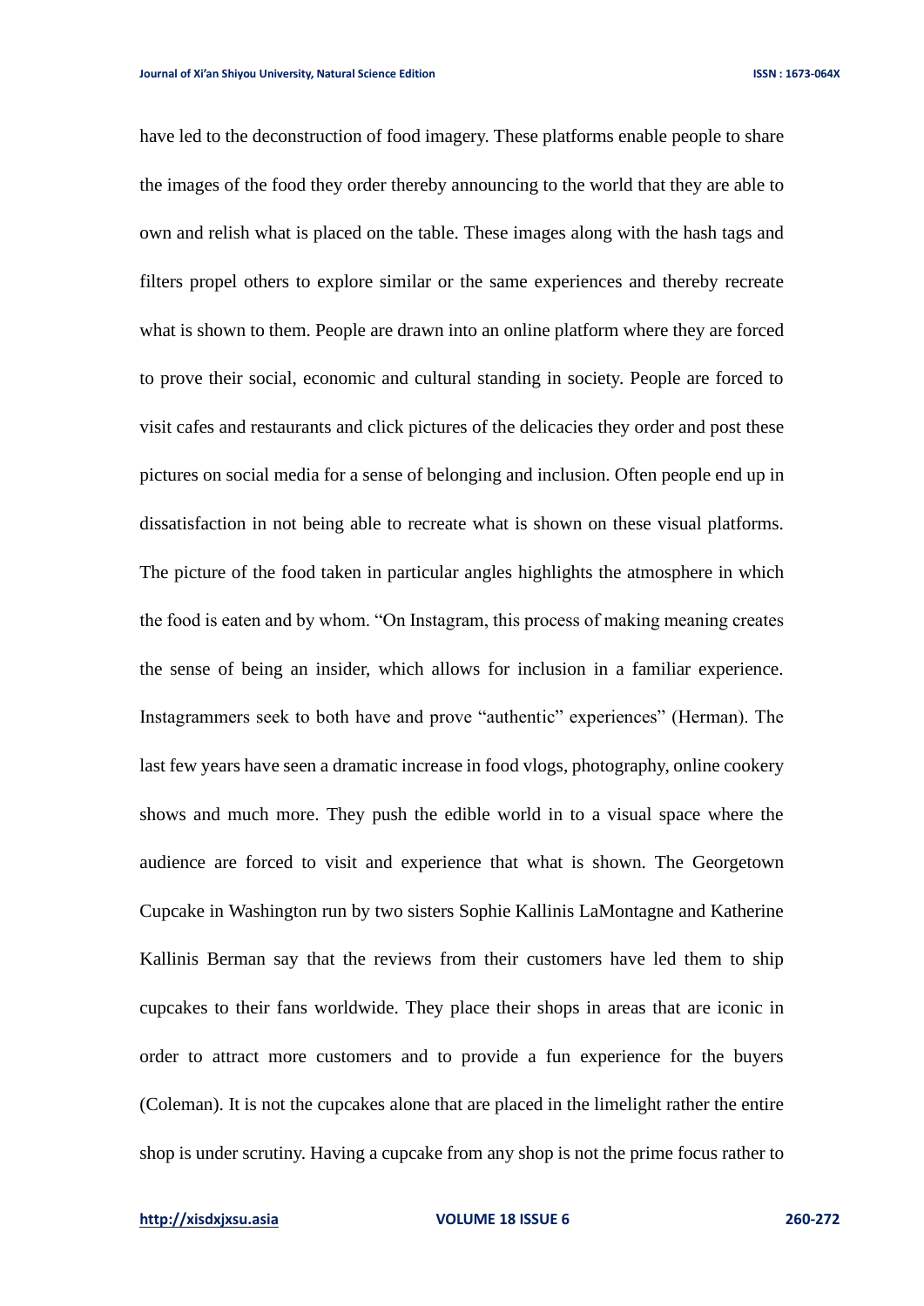have led to the deconstruction of food imagery. These platforms enable people to share the images of the food they order thereby announcing to the world that they are able to own and relish what is placed on the table. These images along with the hash tags and filters propel others to explore similar or the same experiences and thereby recreate what is shown to them. People are drawn into an online platform where they are forced to prove their social, economic and cultural standing in society. People are forced to visit cafes and restaurants and click pictures of the delicacies they order and post these pictures on social media for a sense of belonging and inclusion. Often people end up in dissatisfaction in not being able to recreate what is shown on these visual platforms. The picture of the food taken in particular angles highlights the atmosphere in which the food is eaten and by whom. "On Instagram, this process of making meaning creates the sense of being an insider, which allows for inclusion in a familiar experience. Instagrammers seek to both have and prove "authentic" experiences" (Herman). The last few years have seen a dramatic increase in food vlogs, photography, online cookery shows and much more. They push the edible world in to a visual space where the audience are forced to visit and experience that what is shown. The Georgetown Cupcake in Washington run by two sisters Sophie Kallinis LaMontagne and Katherine Kallinis Berman say that the reviews from their customers have led them to ship cupcakes to their fans worldwide. They place their shops in areas that are iconic in order to attract more customers and to provide a fun experience for the buyers (Coleman). It is not the cupcakes alone that are placed in the limelight rather the entire shop is under scrutiny. Having a cupcake from any shop is not the prime focus rather to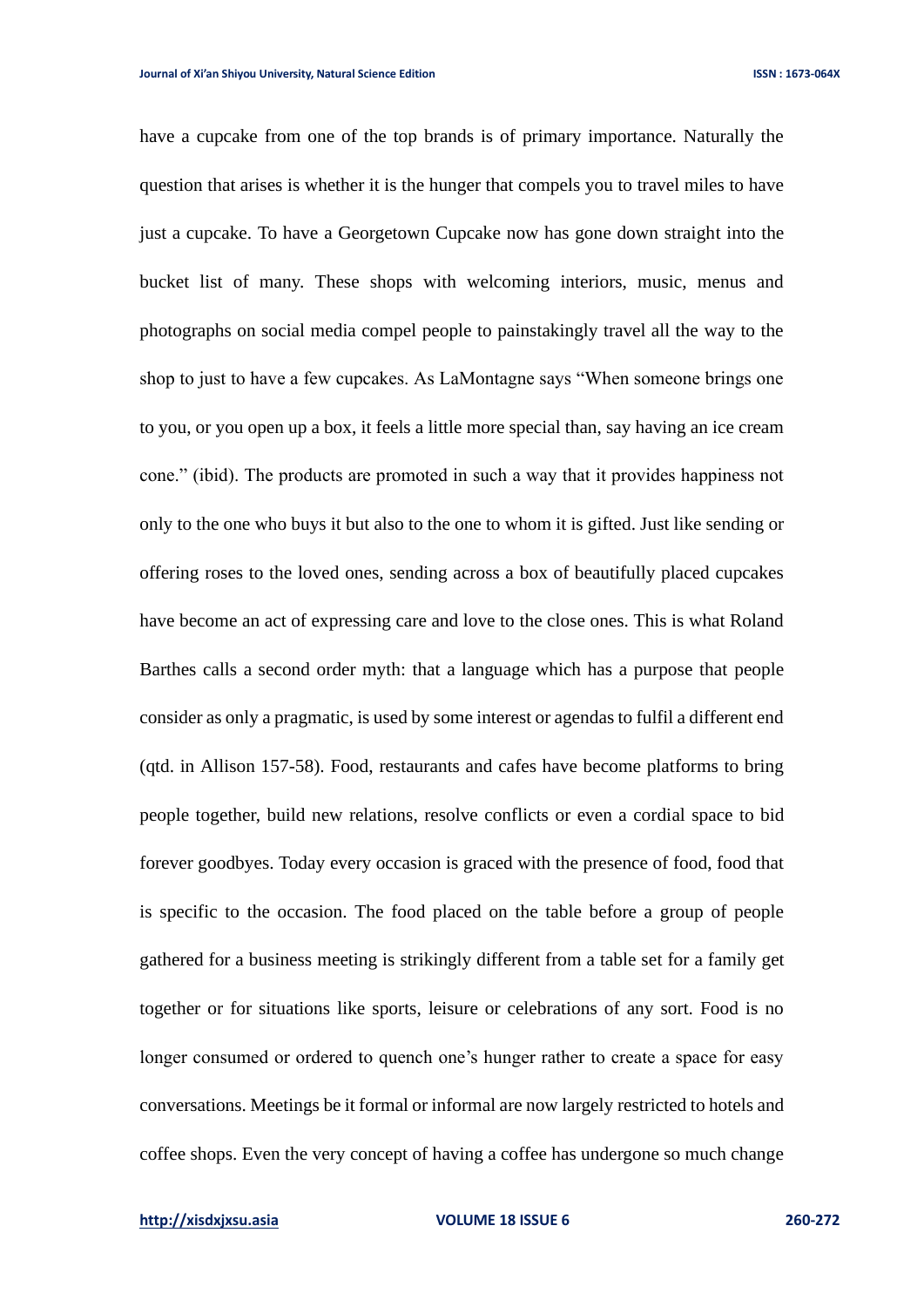have a cupcake from one of the top brands is of primary importance. Naturally the question that arises is whether it is the hunger that compels you to travel miles to have just a cupcake. To have a Georgetown Cupcake now has gone down straight into the bucket list of many. These shops with welcoming interiors, music, menus and photographs on social media compel people to painstakingly travel all the way to the shop to just to have a few cupcakes. As LaMontagne says "When someone brings one to you, or you open up a box, it feels a little more special than, say having an ice cream cone." (ibid). The products are promoted in such a way that it provides happiness not only to the one who buys it but also to the one to whom it is gifted. Just like sending or offering roses to the loved ones, sending across a box of beautifully placed cupcakes have become an act of expressing care and love to the close ones. This is what Roland Barthes calls a second order myth: that a language which has a purpose that people consider as only a pragmatic, is used by some interest or agendas to fulfil a different end (qtd. in Allison 157-58). Food, restaurants and cafes have become platforms to bring people together, build new relations, resolve conflicts or even a cordial space to bid forever goodbyes. Today every occasion is graced with the presence of food, food that is specific to the occasion. The food placed on the table before a group of people gathered for a business meeting is strikingly different from a table set for a family get together or for situations like sports, leisure or celebrations of any sort. Food is no longer consumed or ordered to quench one's hunger rather to create a space for easy conversations. Meetings be it formal or informal are now largely restricted to hotels and coffee shops. Even the very concept of having a coffee has undergone so much change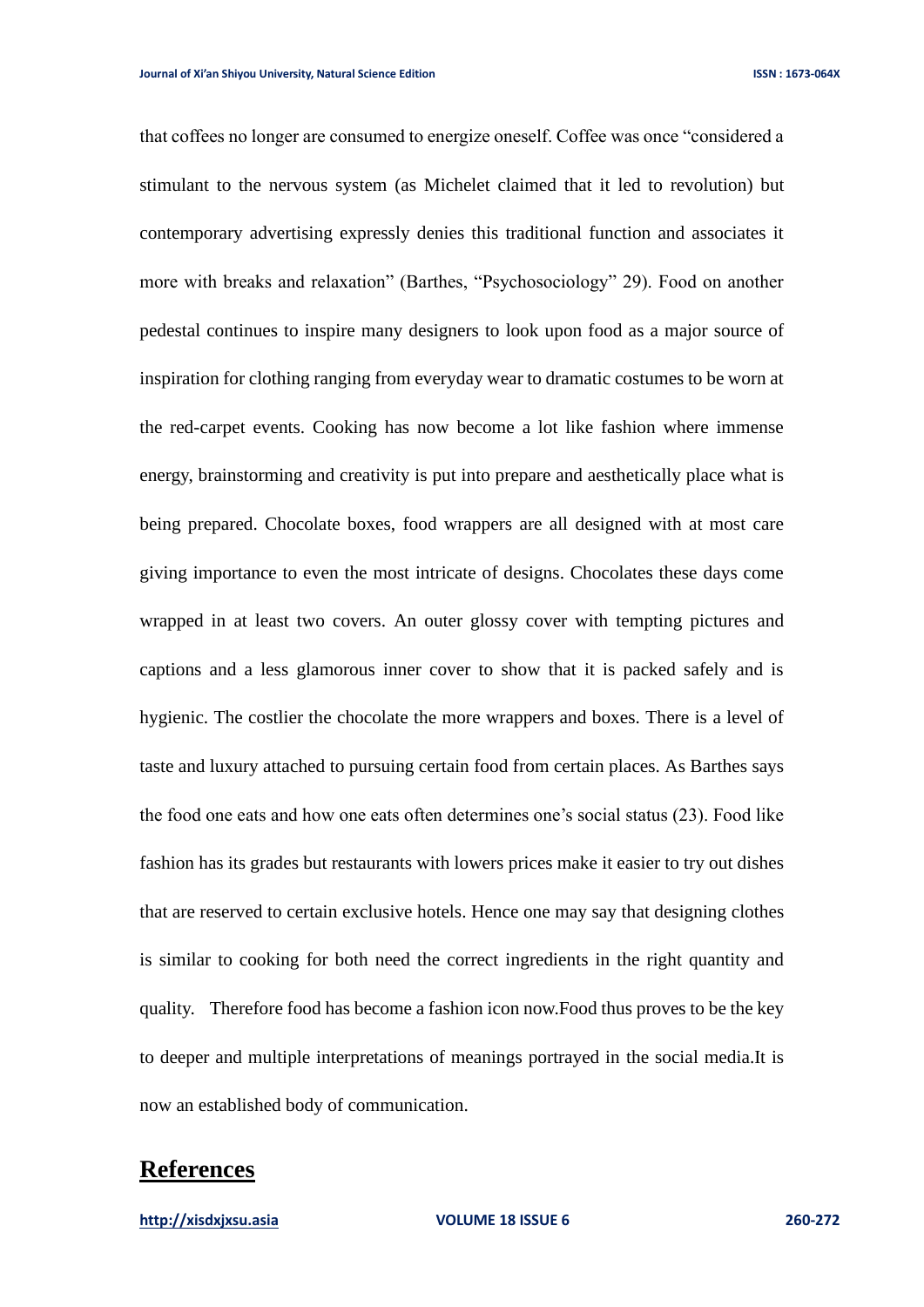that coffees no longer are consumed to energize oneself. Coffee was once "considered a stimulant to the nervous system (as Michelet claimed that it led to revolution) but contemporary advertising expressly denies this traditional function and associates it more with breaks and relaxation" (Barthes, "Psychosociology" 29). Food on another pedestal continues to inspire many designers to look upon food as a major source of inspiration for clothing ranging from everyday wear to dramatic costumes to be worn at the red-carpet events. Cooking has now become a lot like fashion where immense energy, brainstorming and creativity is put into prepare and aesthetically place what is being prepared. Chocolate boxes, food wrappers are all designed with at most care giving importance to even the most intricate of designs. Chocolates these days come wrapped in at least two covers. An outer glossy cover with tempting pictures and captions and a less glamorous inner cover to show that it is packed safely and is hygienic. The costlier the chocolate the more wrappers and boxes. There is a level of taste and luxury attached to pursuing certain food from certain places. As Barthes says the food one eats and how one eats often determines one's social status (23). Food like fashion has its grades but restaurants with lowers prices make it easier to try out dishes that are reserved to certain exclusive hotels. Hence one may say that designing clothes is similar to cooking for both need the correct ingredients in the right quantity and quality. Therefore food has become a fashion icon now.Food thus proves to be the key to deeper and multiple interpretations of meanings portrayed in the social media.It is now an established body of communication.

## References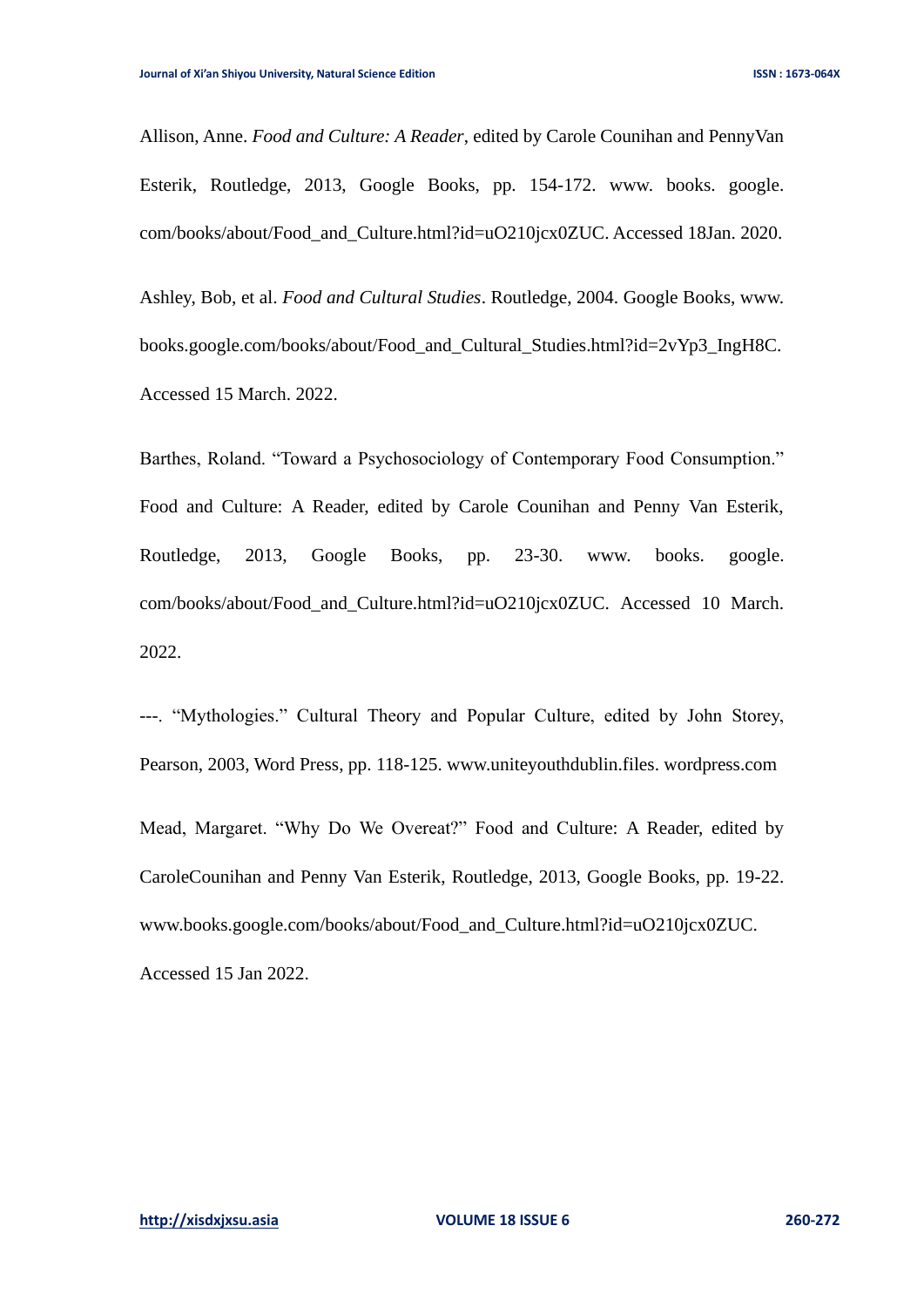Allison, Anne. *Food and Culture: A Reader*, edited by Carole Counihan and PennyVan Esterik, Routledge, 2013, Google Books, pp. 154-172. www. books. google. com/books/about/Food_and_Culture.html?id=uO210jcx0ZUC. Accessed 18Jan. 2020.

Ashley, Bob, et al. *Food and Cultural Studies*. Routledge, 2004. Google Books, www. books.google.com/books/about/Food_and_Cultural_Studies.html?id=2vYp3_IngH8C. Accessed 15 March. 2022.

Barthes, Roland. "Toward a Psychosociology of Contemporary Food Consumption." Food and Culture: A Reader, edited by Carole Counihan and Penny Van Esterik, Routledge, 2013, Google Books, pp. 23-30. www. books. google. com/books/about/Food_and_Culture.html?id=uO210jcx0ZUC. Accessed 10 March. 2022.

---. "Mythologies." Cultural Theory and Popular Culture, edited by John Storey, Pearson, 2003, Word Press, pp. 118-125. www.uniteyouthdublin.files. wordpress.com

Mead, Margaret. "Why Do We Overeat?" Food and Culture: A Reader, edited by CaroleCounihan and Penny Van Esterik, Routledge, 2013, Google Books, pp. 19-22. www.books.google.com/books/about/Food_and_Culture.html?id=uO210jcx0ZUC. Accessed 15 Jan 2022.